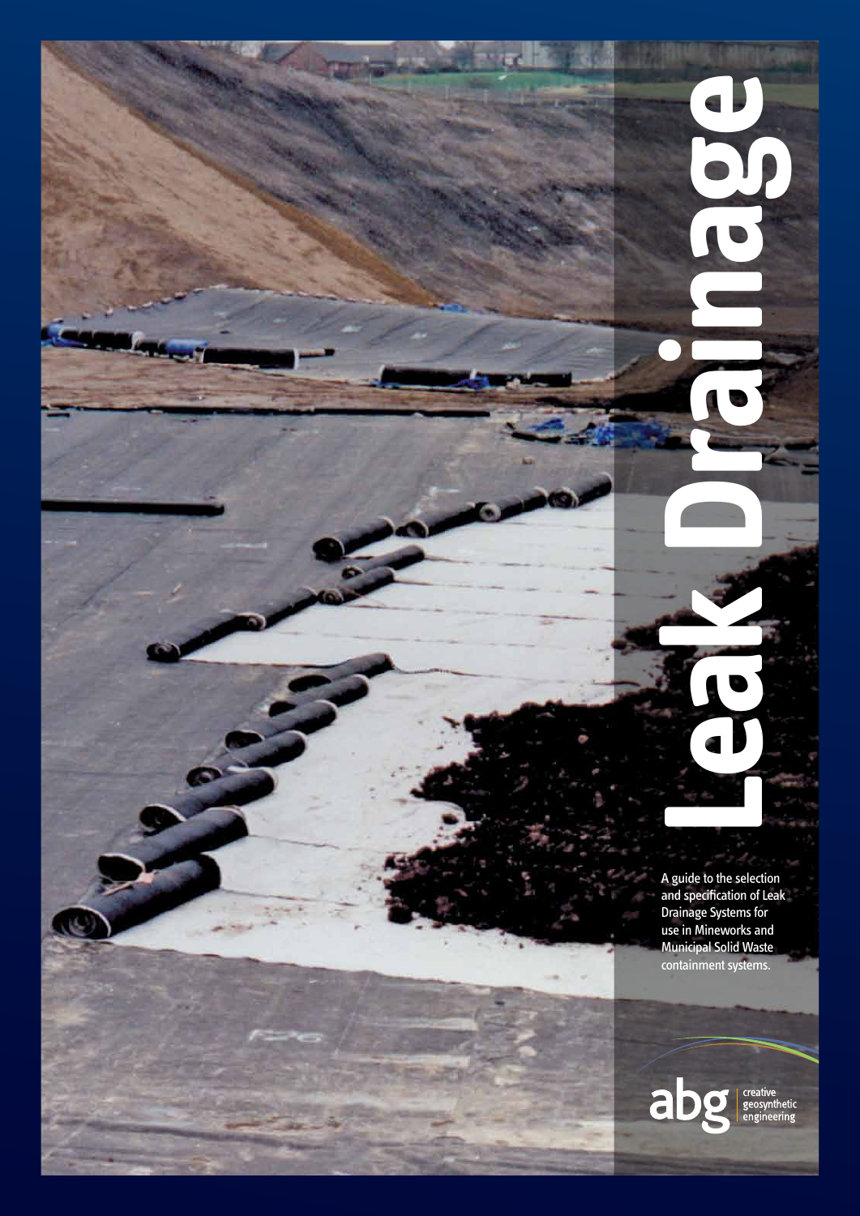# Leak Drainage

A guide to the selection and specification of Leak Drainage Systems for use in Mineworks and Municipal Solid Waste containment systems.

abg creative geosynthetic engineering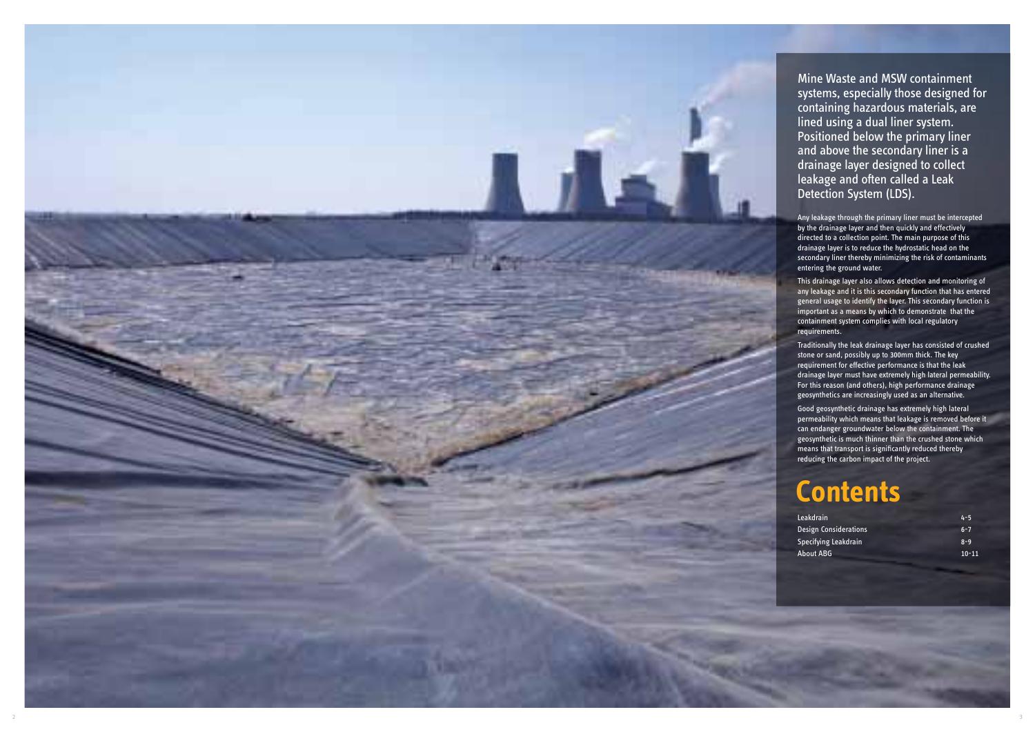Mine Waste and MSW containment systems, especially those designed for containing hazardous materials, are lined using a dual liner system. Positioned below the primary liner and above the secondary liner is a drainage layer designed to collect leakage and often called a Leak Detection System (LDS).

Any leakage through the primary liner must be intercepted by the drainage layer and then quickly and effectively directed to a collection point. The main purpose of this drainage layer is to reduce the hydrostatic head on the secondary liner thereby minimizing the risk of contaminants entering the ground water.

This drainage layer also allows detection and monitoring of any leakage and it is this secondary function that has entered general usage to identify the layer. This secondary function is important as a means by which to demonstrate that the containment system complies with local regulatory requirements.

Traditionally the leak drainage layer has consisted of crushed stone or sand, possibly up to 300mm thick. The key requirement for effective performance is that the leak drainage layer must have extremely high lateral permeability. For this reason (and others), high performance drainage geosynthetics are increasingly used as an alternative.

Good geosynthetic drainage has extremely high lateral permeability which means that leakage is removed before it can endanger groundwater below the containment. The geosynthetic is much thinner than the crushed stone which means that transport is significantly reduced thereby reducing the carbon impact of the project.

# Contents

| | |
|---|---|
| Leakdrain | 4-5 |
| Design Considerations | 6-7 |
| Specifying Leakdrain | 8-9 |
| About ABG | 10-11 |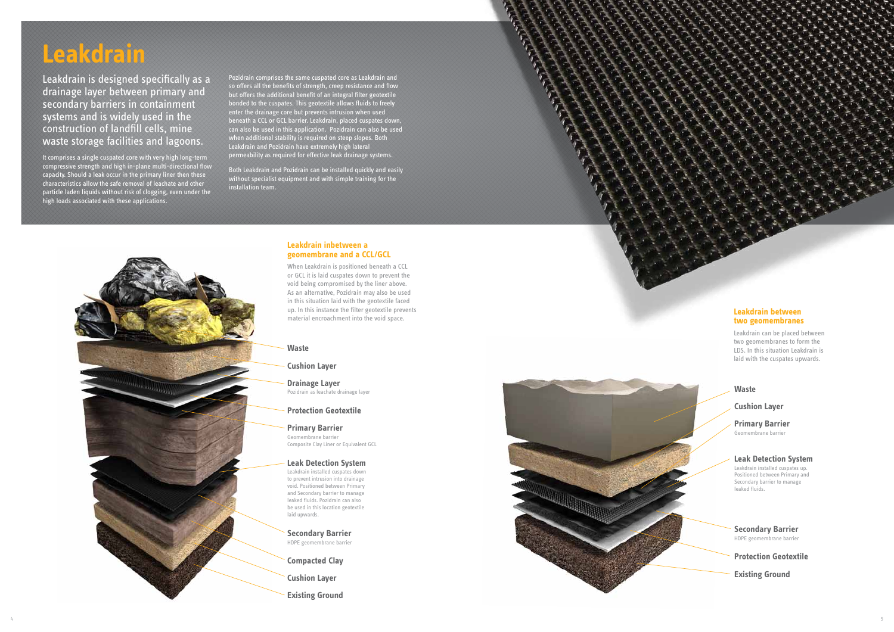# Leakdrain

Leakdrain is designed specifically as a drainage layer between primary and secondary barriers in containment systems and is widely used in the construction of landfill cells, mine waste storage facilities and lagoons.

It comprises a single cuspated core with very high long-term compressive strength and high in-plane multi-directional flow capacity. Should a leak occur in the primary liner then these characteristics allow the safe removal of leachate and other particle laden liquids without risk of clogging, even under the high loads associated with these applications.

Pozidrain comprises the same cuspated core as Leakdrain and so offers all the benefits of strength, creep resistance and flow but offers the additional benefit of an integral filter geotextile bonded to the cuspates. This geotextile allows fluids to freely enter the drainage core but prevents intrusion when used beneath a CCL or GCL barrier. Leakdrain, placed cuspates down, can also be used in this application. Pozidrain can also be used when additional stability is required on steep slopes. Both Leakdrain and Pozidrain have extremely high lateral permeability as required for effective leak drainage systems.

Both Leakdrain and Pozidrain can be installed quickly and easily without specialist equipment and with simple training for the installation team.

### Leakdrain inbetween a geomembrane and a CCL/GCL

When Leakdrain is positioned beneath a CCL or GCL it is laid cuspates down to prevent the void being compromised by the liner above. As an alternative, Pozidrain may also be used in this situation laid with the geotextile faced up. In this instance the filter geotextile prevents material encroachment into the void space.

**Waste**

**Cushion Layer**

**Drainage Layer**
Pozidrain as leachate drainage layer

**Protection Geotextile**

**Primary Barrier**
Geomembrane barrier
Composite Clay Liner or Equivalent GCL

**Leak Detection System**
Leakdrain installed cuspates down to prevent intrusion into drainage void. Positioned between Primary and Secondary barrier to manage leaked fluids. Pozidrain can also be used in this location geotextile laid upwards.

**Secondary Barrier**
HDPE geomembrane barrier

**Compacted Clay**

**Cushion Layer**

**Existing Ground**

### Leakdrain between two geomembranes

Leakdrain can be placed between two geomembranes to form the LDS. In this situation Leakdrain is laid with the cuspates upwards.

**Waste**

**Cushion Layer**

**Primary Barrier**
Geomembrane barrier

**Leak Detection System**
Leakdrain installed cuspates up. Positioned between Primary and Secondary barrier to manage leaked fluids.

**Secondary Barrier**
HDPE geomembrane barrier

**Protection Geotextile**

**Existing Ground**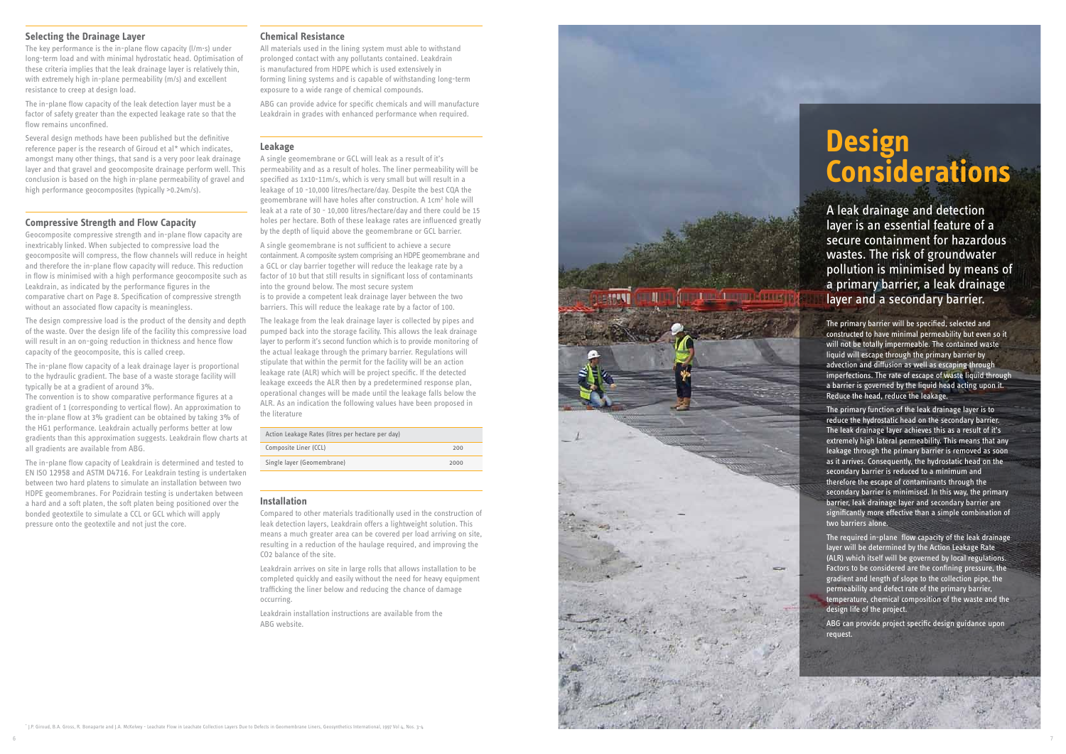# Design Considerations

A leak drainage and detection layer is an essential feature of a secure containment for hazardous wastes. The risk of groundwater pollution is minimised by means of a primary barrier, a leak drainage layer and a secondary barrier.

The primary barrier will be specified, selected and constructed to have minimal permeability but even so it will not be totally impermeable. The contained waste liquid will escape through the primary barrier by advection and diffusion as well as escaping through imperfections. The rate of escape of waste liquid through a barrier is governed by the liquid head acting upon it. Reduce the head, reduce the leakage.

The primary function of the leak drainage layer is to reduce the hydrostatic head on the secondary barrier. The leak drainage layer achieves this as a result of it's extremely high lateral permeability. This means that any leakage through the primary barrier is removed as soon as it arrives. Consequently, the hydrostatic head on the secondary barrier is reduced to a minimum and therefore the escape of contaminants through the secondary barrier is minimised. In this way, the primary barrier, leak drainage layer and secondary barrier are significantly more effective than a simple combination of two barriers alone.

The required in-plane flow capacity of the leak drainage layer will be determined by the Action Leakage Rate (ALR) which itself will be governed by local regulations. Factors to be considered are the confining pressure, the gradient and length of slope to the collection pipe, the permeability and defect rate of the primary barrier, temperature, chemical composition of the waste and the design life of the project.

ABG can provide project specific design guidance upon request.

## Selecting the Drainage Layer

The key performance is the in-plane flow capacity (l/m·s) under long-term load and with minimal hydrostatic head. Optimisation of these criteria implies that the leak drainage layer is relatively thin, with extremely high in-plane permeability (m/s) and excellent resistance to creep at design load.

The in-plane flow capacity of the leak detection layer must be a factor of safety greater than the expected leakage rate so that the flow remains unconfined.

Several design methods have been published but the definitive reference paper is the research of Giroud et al* which indicates, amongst many other things, that sand is a very poor leak drainage layer and that gravel and geocomposite drainage perform well. This conclusion is based on the high in-plane permeability of gravel and high performance geocomposites (typically >0.24m/s).

## Compressive Strength and Flow Capacity

Geocomposite compressive strength and in-plane flow capacity are inextricably linked. When subjected to compressive load the geocomposite will compress, the flow channels will reduce in height and therefore the in-plane flow capacity will reduce. This reduction in flow is minimised with a high performance geocomposite such as Leakdrain, as indicated by the performance figures in the comparative chart on Page 8. Specification of compressive strength without an associated flow capacity is meaningless.

The design compressive load is the product of the density and depth of the waste. Over the design life of the facility this compressive load will result in an on-going reduction in thickness and hence flow capacity of the geocomposite, this is called creep.

The in-plane flow capacity of a leak drainage layer is proportional to the hydraulic gradient. The base of a waste storage facility will typically be at a gradient of around 3%.

The convention is to show comparative performance figures at a gradient of 1 (corresponding to vertical flow). An approximation to the in-plane flow at 3% gradient can be obtained by taking 3% of the HG1 performance. Leakdrain actually performs better at low gradients than this approximation suggests. Leakdrain flow charts at all gradients are available from ABG.

The in-plane flow capacity of Leakdrain is determined and tested to EN ISO 12958 and ASTM D4716. For Leakdrain testing is undertaken between two hard platens to simulate an installation between two HDPE geomembranes. For Pozidrain testing is undertaken between a hard and a soft platen, the soft platen being positioned over the bonded geotextile to simulate a CCL or GCL which will apply pressure onto the geotextile and not just the core.

## Chemical Resistance

All materials used in the lining system must able to withstand prolonged contact with any pollutants contained. Leakdrain is manufactured from HDPE which is used extensively in forming lining systems and is capable of withstanding long-term exposure to a wide range of chemical compounds.

ABG can provide advice for specific chemicals and will manufacture Leakdrain in grades with enhanced performance when required.

## Leakage

A single geomembrane or GCL will leak as a result of it's permeability and as a result of holes. The liner permeability will be specified as 1x10-11m/s, which is very small but will result in a leakage of 10 -10,000 litres/hectare/day. Despite the best CQA the geomembrane will have holes after construction. A 1cm² hole will leak at a rate of 30 - 10,000 litres/hectare/day and there could be 15 holes per hectare. Both of these leakage rates are influenced greatly by the depth of liquid above the geomembrane or GCL barrier.

A single geomembrane is not sufficient to achieve a secure containment. A composite system comprising an HDPE geomembrane and a GCL or clay barrier together will reduce the leakage rate by a factor of 10 but that still results in significant loss of contaminants into the ground below. The most secure system is to provide a competent leak drainage layer between the two barriers. This will reduce the leakage rate by a factor of 100.

The leakage from the leak drainage layer is collected by pipes and pumped back into the storage facility. This allows the leak drainage layer to perform it's second function which is to provide monitoring of the actual leakage through the primary barrier. Regulations will stipulate that within the permit for the facility will be an action leakage rate (ALR) which will be project specific. If the detected leakage exceeds the ALR then by a predetermined response plan, operational changes will be made until the leakage falls below the ALR. As an indication the following values have been proposed in the literature

| Action Leakage Rates (litres per hectare per day) | |
|---|---|
| Composite Liner (CCL) | 200 |
| Single layer (Geomembrane) | 2000 |

## Installation

Compared to other materials traditionally used in the construction of leak detection layers, Leakdrain offers a lightweight solution. This means a much greater area can be covered per load arriving on site, resulting in a reduction of the haulage required, and improving the CO2 balance of the site.

Leakdrain arrives on site in large rolls that allows installation to be completed quickly and easily without the need for heavy equipment trafficking the liner below and reducing the chance of damage occurring.

Leakdrain installation instructions are available from the ABG website.

* J.P. Giroud, B.A. Gross, R. Bonaparte and J.A. McKelvey - Leachate Flow in Leachate Collection Layers Due to Defects in Geomembrane Liners, Geosynthetics International, 1997 Vol 4, Nos. 3-4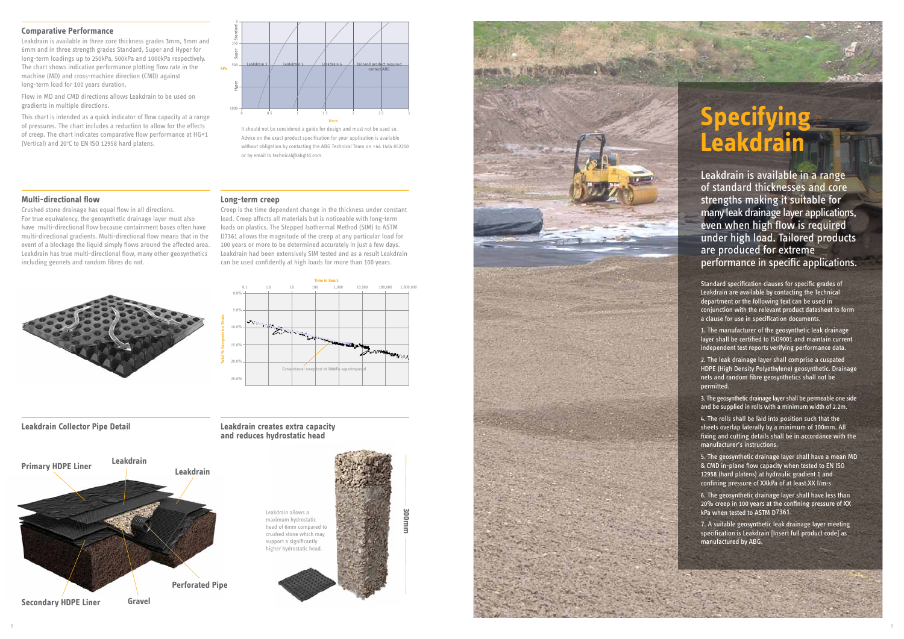## Comparative Performance

Leakdrain is available in three core thickness grades 3mm, 5mm and 6mm and in three strength grades Standard, Super and Hyper for long-term loadings up to 250kPa, 500kPa and 1000kPa respectively. The chart shows indicative performance plotting flow rate in the machine (MD) and cross-machine direction (CMD) against long-term load for 100 years duration.

Flow in MD and CMD directions allows Leakdrain to be used on gradients in multiple directions.

This chart is intended as a quick indicator of flow capacity at a range of pressures. The chart includes a reduction to allow for the effects of creep. The chart indicates comparative flow performance at HG=1 (Vertical) and 20°C to EN ISO 12958 hard platens.

It should not be considered a guide for design and must not be used so. Advice on the exact product specification for your application is available without obligation by contacting the ABG Technical Team on +44 1484 852250 or by email to technical@abgltd.com.

## Multi-directional flow

Crushed stone drainage has equal flow in all directions. For true equivalency, the geosynthetic drainage layer must also have multi-directional flow because containment bases often have multi-directional gradients. Multi-directional flow means that in the event of a blockage the liquid simply flows around the affected area. Leakdrain has true multi-directional flow, many other geosynthetics including geonets and random fibres do not.

## Long-term creep

Creep is the time dependent change in the thickness under constant load. Creep affects all materials but is noticeable with long-term loads on plastics. The Stepped Isothermal Method (SIM) to ASTM D7361 allows the magnitude of the creep at any particular load for 100 years or more to be determined accurately in just a few days. Leakdrain had been extensively SIM tested and as a result Leakdrain can be used confidently at high loads for more than 100 years.

## Leakdrain Collector Pipe Detail

## Leakdrain creates extra capacity and reduces hydrostatic head

Leakdrain allows a maximum hydrostatic head of 6mm compared to crushed stone which may support a significantly higher hydrostatic head.

# Specifying Leakdrain

Leakdrain is available in a range of standard thicknesses and core strengths making it suitable for many leak drainage layer applications, even when high flow is required under high load. Tailored products are produced for extreme performance in specific applications.

Standard specification clauses for specific grades of Leakdrain are available by contacting the Technical department or the following text can be used in conjunction with the relevant product datasheet to form a clause for use in specification documents.

1. The manufacturer of the geosynthetic leak drainage layer shall be certified to ISO9001 and maintain current independent test reports verifying performance data.

2. The leak drainage layer shall comprise a cuspated HDPE (High Density Polyethylene) geosynthetic. Drainage nets and random fibre geosynthetics shall not be permitted.

3. The geosynthetic drainage layer shall be permeable one side and be supplied in rolls with a minimum width of 2.2m.

4. The rolls shall be laid into position such that the sheets overlap laterally by a minimum of 100mm. All fixing and cutting details shall be in accordance with the manufacturer's instructions.

5. The geosynthetic drainage layer shall have a mean MD & CMD in-plane flow capacity when tested to EN ISO 12958 (hard platens) at hydraulic gradient 1 and confining pressure of XXkPa of at least XX l/m·s.

6. The geosynthetic drainage layer shall have less than 20% creep in 100 years at the confining pressure of XX kPa when tested to ASTM D7361.

7. A suitable geosynthetic leak drainage layer meeting specification is Leakdrain [Insert full product code] as manufactured by ABG.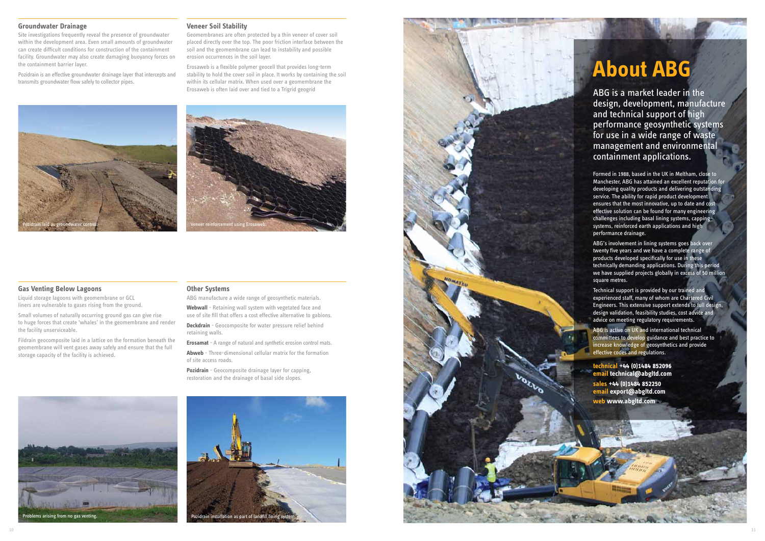## Groundwater Drainage

Site investigations frequently reveal the presence of groundwater within the development area. Even small amounts of groundwater can create difficult conditions for construction of the containment facility. Groundwater may also create damaging buoyancy forces on the containment barrier layer.

Pozidrain is an effective groundwater drainage layer that intercepts and transmits groundwater flow safely to collector pipes.

Pozidrain laid as groundwater control.

## Veneer Soil Stability

Geomembranes are often protected by a thin veneer of cover soil placed directly over the top. The poor friction interface between the soil and the geomembrane can lead to instability and possible erosion occurrences in the soil layer.

Erosaweb is a flexible polymer geocell that provides long-term stability to hold the cover soil in place. It works by containing the soil within its cellular matrix. When used over a geomembrane the Erosaweb is often laid over and tied to a Trigrid geogrid

Veneer reinforcement using Erosaweb.

## Gas Venting Below Lagoons

Liquid storage lagoons with geomembrane or GCL liners are vulnerable to gases rising from the ground.

Small volumes of naturally occurring ground gas can give rise to huge forces that create 'whales' in the geomembrane and render the facility unserviceable.

Fildrain geocomposite laid in a lattice on the formation beneath the geomembrane will vent gases away safely and ensure that the full storage capacity of the facility is achieved.

Problems arising from no gas venting.

## Other Systems

ABG manufacture a wide range of geosynthetic materials.

**Webwall** - Retaining wall system with vegetated face and use of site fill that offers a cost effective alternative to gabions.

**Deckdrain** - Geocomposite for water pressure relief behind retaining walls.

**Erosamat** - A range of natural and synthetic erosion control mats.

**Abweb** - Three-dimensional cellular matrix for the formation of site access roads.

**Pozidrain** - Geocomposite drainage layer for capping, restoration and the drainage of basal side slopes.

Pozidrain installation as part of landfill lining system.

# About ABG

ABG is a market leader in the design, development, manufacture and technical support of high performance geosynthetic systems for use in a wide range of waste management and environmental containment applications.

Formed in 1988, based in the UK in Meltham, close to Manchester, ABG has attained an excellent reputation for developing quality products and delivering outstanding service. The ability for rapid product development ensures that the most innovative, up to date and cost effective solution can be found for many engineering challenges including basal lining systems, capping systems, reinforced earth applications and high performance drainage.

ABG's involvement in lining systems goes back over twenty five years and we have a complete range of products developed specifically for use in these technically demanding applications. During this period we have supplied projects globally in excess of 50 million square metres.

Technical support is provided by our trained and experienced staff, many of whom are Chartered Civil Engineers. This extensive support extends to full design, design validation, feasibility studies, cost advice and advice on meeting regulatory requirements.

ABG is active on UK and international technical committees to develop guidance and best practice to increase knowledge of geosynthetics and provide effective codes and regulations.

**technical +44 (0)1484 852096**
**email technical@abgltd.com**

**sales +44 (0)1484 852250**
**email export@abgltd.com**

**web www.abgltd.com**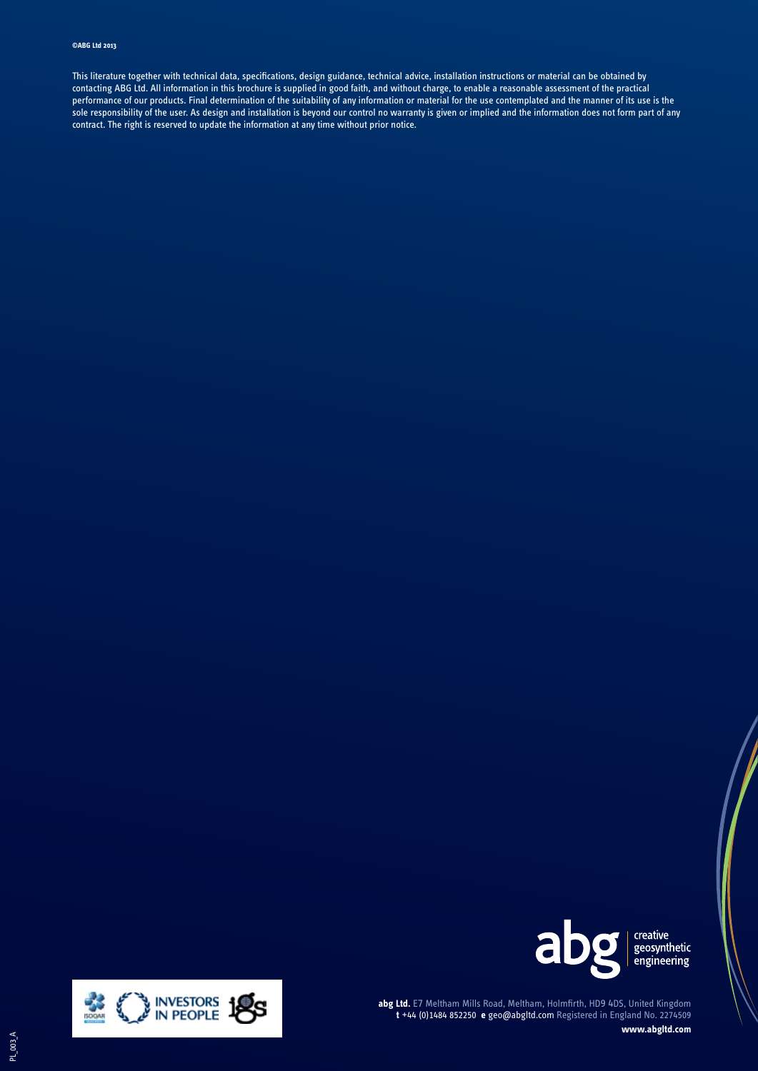©ABG Ltd 2013

This literature together with technical data, specifications, design guidance, technical advice, installation instructions or material can be obtained by contacting ABG Ltd. All information in this brochure is supplied in good faith, and without charge, to enable a reasonable assessment of the practical performance of our products. Final determination of the suitability of any information or material for the use contemplated and the manner of its use is the sole responsibility of the user. As design and installation is beyond our control no warranty is given or implied and the information does not form part of any contract. The right is reserved to update the information at any time without prior notice.

abg | creative geosynthetic engineering

**abg Ltd.** E7 Meltham Mills Road, Meltham, Holmfirth, HD9 4DS, United Kingdom
**t** +44 (0)1484 852250 **e** geo@abgltd.com Registered in England No. 2274509

**www.abgltd.com**

PL_003_A